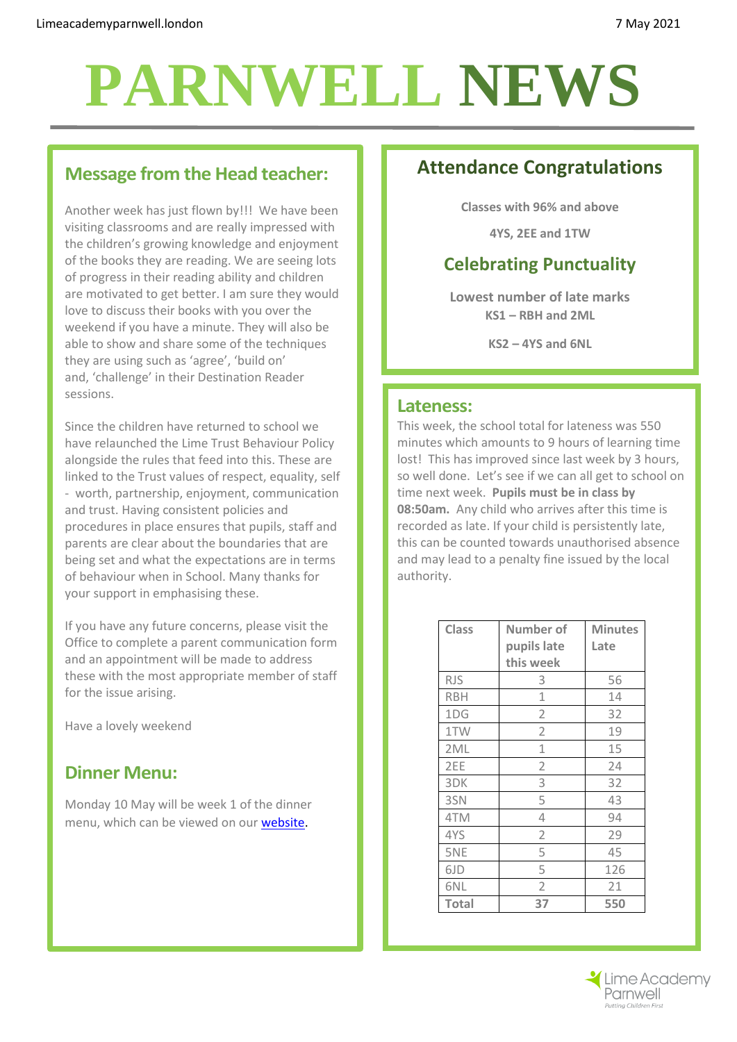# PARNWELL NEWS

7 May 2021

## Message from the Head teacher:

Another week has just flown by!!! We have been visiting classrooms and are really impressed with the children's growing knowledge and enjoyment of the books they are reading. We are seeing lots of progress in their reading ability and children are motivated to get better. I am sure they would love to discuss their books with you over the weekend if you have a minute. They will also be able to show and share some of the techniques they are using such as 'agree', 'build on' and, 'challenge' in their Destination Reader sessions.

Since the children have returned to school we have relaunched the Lime Trust Behaviour Policy alongside the rules that feed into this. These are linked to the Trust values of respect, equality, self - worth, partnership, enjoyment, communication and trust. Having consistent policies and procedures in place ensures that pupils, staff and parents are clear about the boundaries that are being set and what the expectations are in terms of behaviour when in School. Many thanks for your support in emphasising these.

If you have any future concerns, please visit the Office to complete a parent communication form and an appointment will be made to address these with the most appropriate member of staff for the issue arising.

Have a lovely weekend

## Dinner Menu:

Monday 10 May will be week 1 of the dinner menu, which can be viewed on our website.

## Attendance Congratulations

**Classes with 96% and above**

**4YS, 2EE and 1TW**

## Celebrating Punctuality

**Lowest number of late marks**
**KS1 – RBH and 2ML**

**KS2 – 4YS and 6NL**

## Lateness:

This week, the school total for lateness was 550 minutes which amounts to 9 hours of learning time lost! This has improved since last week by 3 hours, so well done. Let's see if we can all get to school on time next week. **Pupils must be in class by 08:50am.** Any child who arrives after this time is recorded as late. If your child is persistently late, this can be counted towards unauthorised absence and may lead to a penalty fine issued by the local authority.

| Class | Number of pupils late this week | Minutes Late |
|---|---|---|
| RJS | 3 | 56 |
| RBH | 1 | 14 |
| 1DG | 2 | 32 |
| 1TW | 2 | 19 |
| 2ML | 1 | 15 |
| 2EE | 2 | 24 |
| 3DK | 3 | 32 |
| 3SN | 5 | 43 |
| 4TM | 4 | 94 |
| 4YS | 2 | 29 |
| 5NE | 5 | 45 |
| 6JD | 5 | 126 |
| 6NL | 2 | 21 |
| **Total** | **37** | **550** |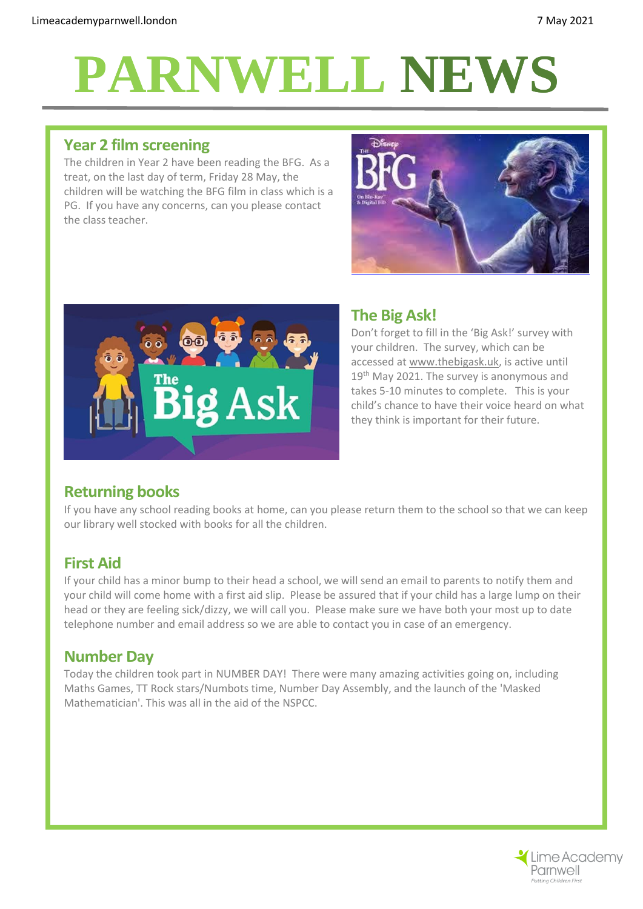# PARNWELL NEWS

## Year 2 film screening

The children in Year 2 have been reading the BFG. As a treat, on the last day of term, Friday 28 May, the children will be watching the BFG film in class which is a PG. If you have any concerns, can you please contact the class teacher.

## The Big Ask!

Don't forget to fill in the 'Big Ask!' survey with your children. The survey, which can be accessed at www.thebigask.uk, is active until 19th May 2021. The survey is anonymous and takes 5-10 minutes to complete. This is your child's chance to have their voice heard on what they think is important for their future.

## Returning books

If you have any school reading books at home, can you please return them to the school so that we can keep our library well stocked with books for all the children.

## First Aid

If your child has a minor bump to their head a school, we will send an email to parents to notify them and your child will come home with a first aid slip. Please be assured that if your child has a large lump on their head or they are feeling sick/dizzy, we will call you. Please make sure we have both your most up to date telephone number and email address so we are able to contact you in case of an emergency.

## Number Day

Today the children took part in NUMBER DAY! There were many amazing activities going on, including Maths Games, TT Rock stars/Numbots time, Number Day Assembly, and the launch of the 'Masked Mathematician'. This was all in the aid of the NSPCC.